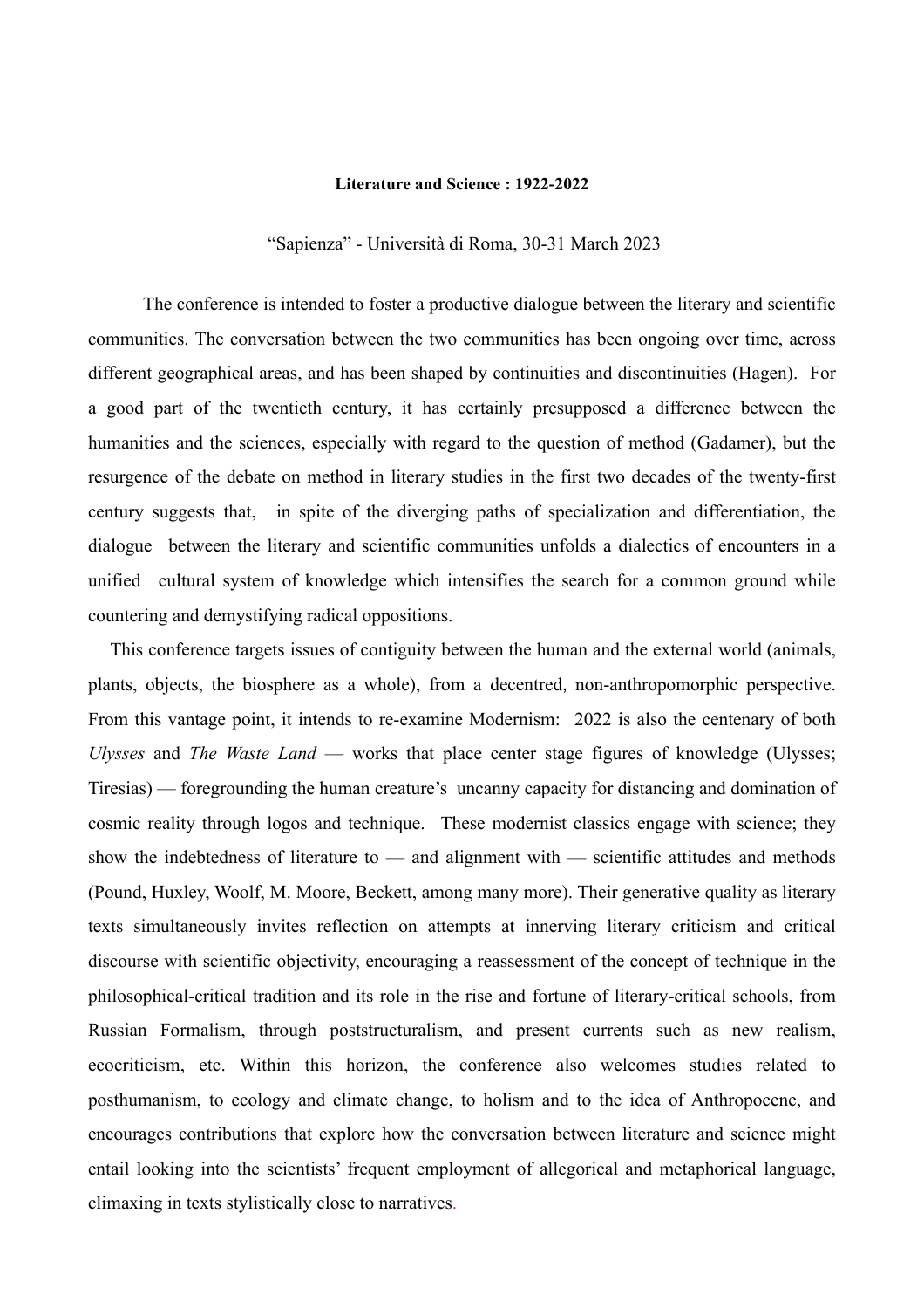**Literature and Science : 1922-2022**

"Sapienza" - Università di Roma, 30-31 March 2023

The conference is intended to foster a productive dialogue between the literary and scientific communities. The conversation between the two communities has been ongoing over time, across different geographical areas, and has been shaped by continuities and discontinuities (Hagen). For a good part of the twentieth century, it has certainly presupposed a difference between the humanities and the sciences, especially with regard to the question of method (Gadamer), but the resurgence of the debate on method in literary studies in the first two decades of the twenty-first century suggests that, in spite of the diverging paths of specialization and differentiation, the dialogue between the literary and scientific communities unfolds a dialectics of encounters in a unified cultural system of knowledge which intensifies the search for a common ground while countering and demystifying radical oppositions.

This conference targets issues of contiguity between the human and the external world (animals, plants, objects, the biosphere as a whole), from a decentred, non-anthropomorphic perspective. From this vantage point, it intends to re-examine Modernism: 2022 is also the centenary of both *Ulysses* and *The Waste Land* — works that place center stage figures of knowledge (Ulysses; Tiresias) — foregrounding the human creature's uncanny capacity for distancing and domination of cosmic reality through logos and technique. These modernist classics engage with science; they show the indebtedness of literature to — and alignment with — scientific attitudes and methods (Pound, Huxley, Woolf, M. Moore, Beckett, among many more). Their generative quality as literary texts simultaneously invites reflection on attempts at innerving literary criticism and critical discourse with scientific objectivity, encouraging a reassessment of the concept of technique in the philosophical-critical tradition and its role in the rise and fortune of literary-critical schools, from Russian Formalism, through poststructuralism, and present currents such as new realism, ecocriticism, etc. Within this horizon, the conference also welcomes studies related to posthumanism, to ecology and climate change, to holism and to the idea of Anthropocene, and encourages contributions that explore how the conversation between literature and science might entail looking into the scientists' frequent employment of allegorical and metaphorical language, climaxing in texts stylistically close to narratives.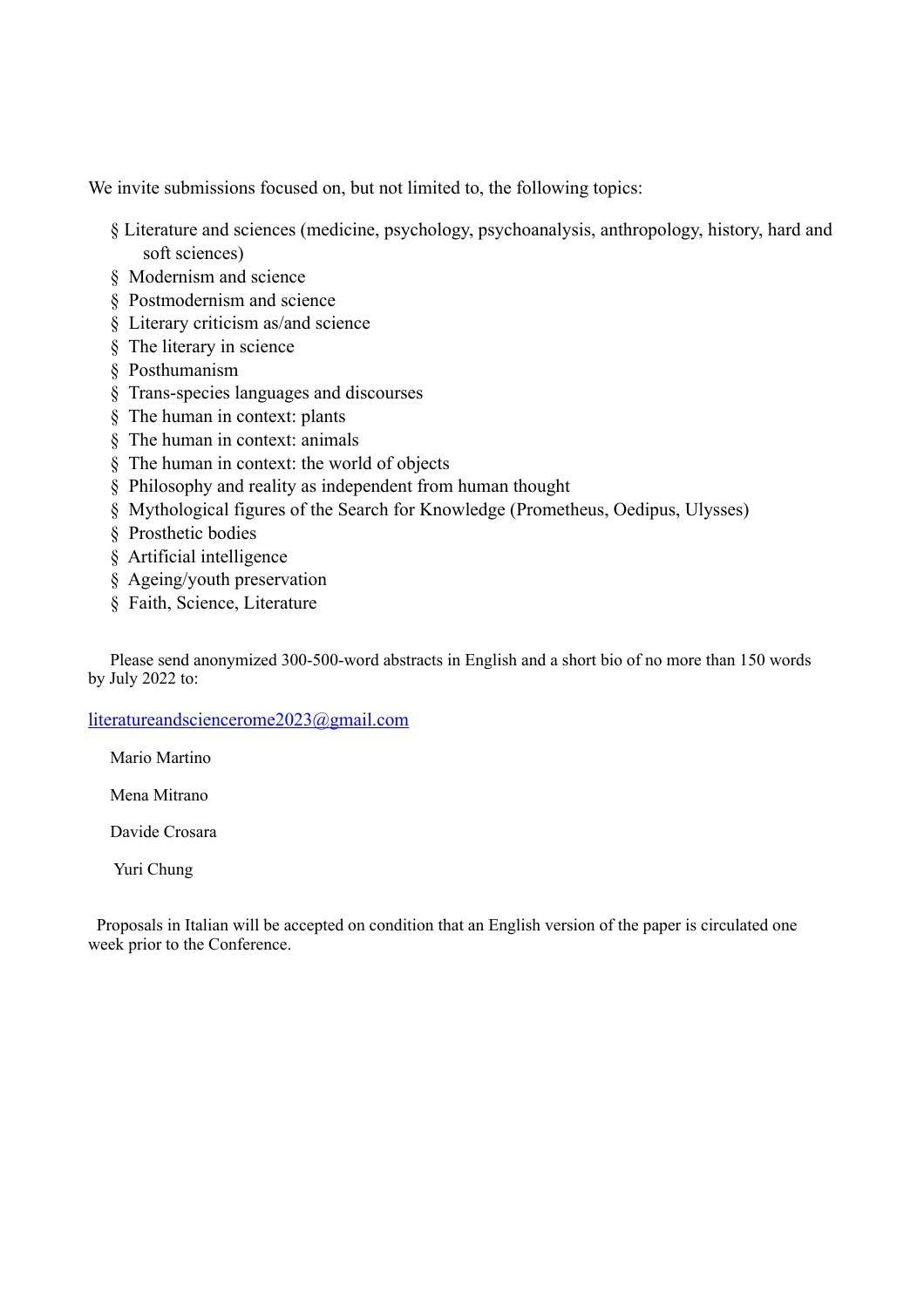We invite submissions focused on, but not limited to, the following topics:

- Literature and sciences (medicine, psychology, psychoanalysis, anthropology, history, hard and soft sciences)
- Modernism and science
- Postmodernism and science
- Literary criticism as/and science
- The literary in science
- Posthumanism
- Trans-species languages and discourses
- The human in context: plants
- The human in context: animals
- The human in context: the world of objects
- Philosophy and reality as independent from human thought
- Mythological figures of the Search for Knowledge (Prometheus, Oedipus, Ulysses)
- Prosthetic bodies
- Artificial intelligence
- Ageing/youth preservation
- Faith, Science, Literature

Please send anonymized 300-500-word abstracts in English and a short bio of no more than 150 words by July 2022 to:

literatureandsciencerome2023@gmail.com

Mario Martino

Mena Mitrano

Davide Crosara

Yuri Chung

Proposals in Italian will be accepted on condition that an English version of the paper is circulated one week prior to the Conference.